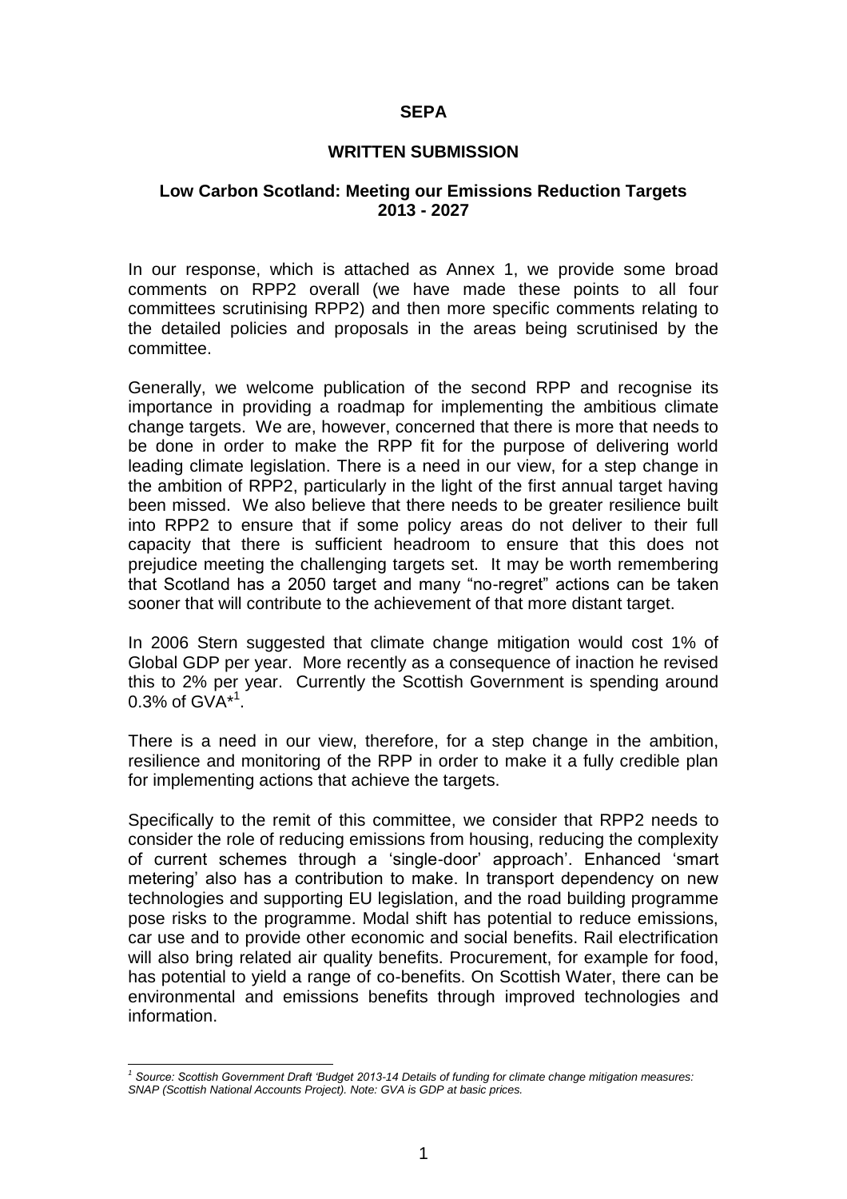**SEPA**

**WRITTEN SUBMISSION**

**Low Carbon Scotland: Meeting our Emissions Reduction Targets 2013 - 2027**

In our response, which is attached as Annex 1, we provide some broad comments on RPP2 overall (we have made these points to all four committees scrutinising RPP2) and then more specific comments relating to the detailed policies and proposals in the areas being scrutinised by the committee.

Generally, we welcome publication of the second RPP and recognise its importance in providing a roadmap for implementing the ambitious climate change targets. We are, however, concerned that there is more that needs to be done in order to make the RPP fit for the purpose of delivering world leading climate legislation. There is a need in our view, for a step change in the ambition of RPP2, particularly in the light of the first annual target having been missed. We also believe that there needs to be greater resilience built into RPP2 to ensure that if some policy areas do not deliver to their full capacity that there is sufficient headroom to ensure that this does not prejudice meeting the challenging targets set. It may be worth remembering that Scotland has a 2050 target and many "no-regret" actions can be taken sooner that will contribute to the achievement of that more distant target.

In 2006 Stern suggested that climate change mitigation would cost 1% of Global GDP per year. More recently as a consequence of inaction he revised this to 2% per year. Currently the Scottish Government is spending around 0.3% of GVA*[1].

There is a need in our view, therefore, for a step change in the ambition, resilience and monitoring of the RPP in order to make it a fully credible plan for implementing actions that achieve the targets.

Specifically to the remit of this committee, we consider that RPP2 needs to consider the role of reducing emissions from housing, reducing the complexity of current schemes through a 'single-door' approach'. Enhanced 'smart metering' also has a contribution to make. In transport dependency on new technologies and supporting EU legislation, and the road building programme pose risks to the programme. Modal shift has potential to reduce emissions, car use and to provide other economic and social benefits. Rail electrification will also bring related air quality benefits. Procurement, for example for food, has potential to yield a range of co-benefits. On Scottish Water, there can be environmental and emissions benefits through improved technologies and information.

---

[1] *Source: Scottish Government Draft 'Budget 2013-14 Details of funding for climate change mitigation measures: SNAP (Scottish National Accounts Project). Note: GVA is GDP at basic prices.*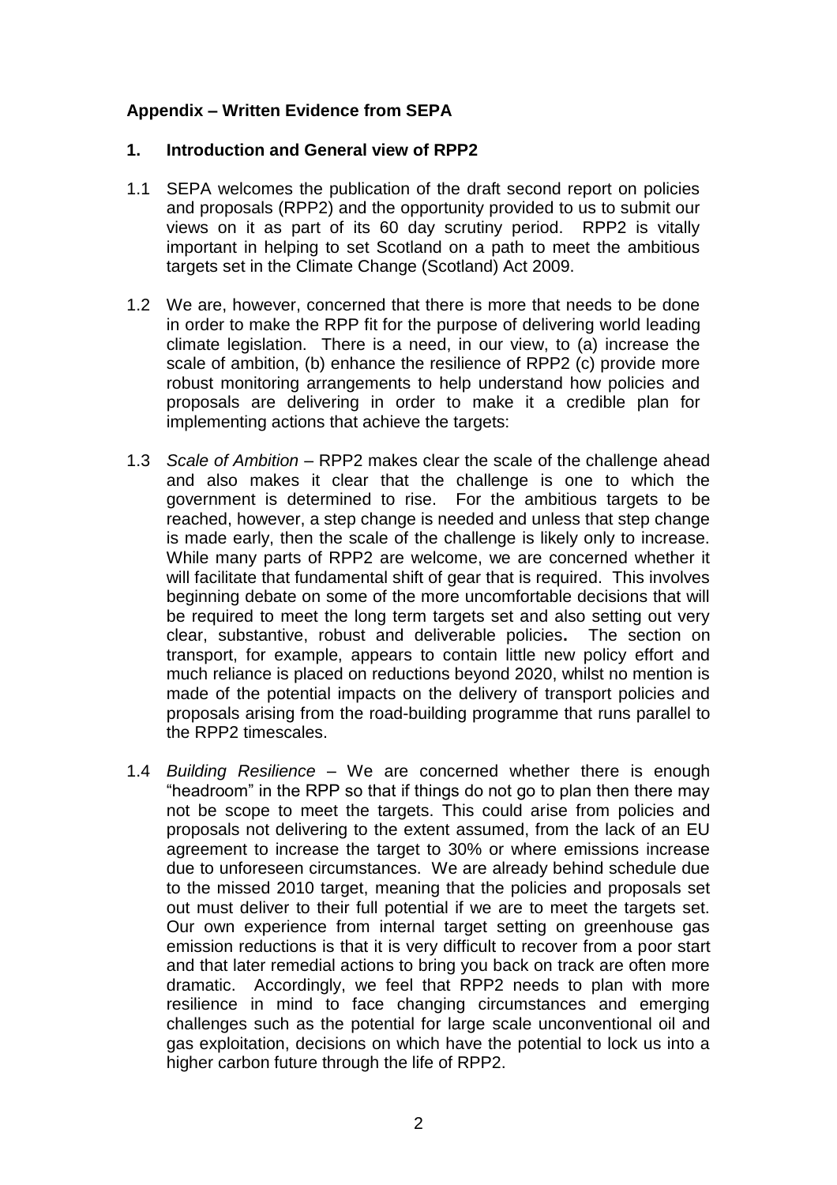## Appendix – Written Evidence from SEPA

### 1. Introduction and General view of RPP2

1.1 SEPA welcomes the publication of the draft second report on policies and proposals (RPP2) and the opportunity provided to us to submit our views on it as part of its 60 day scrutiny period. RPP2 is vitally important in helping to set Scotland on a path to meet the ambitious targets set in the Climate Change (Scotland) Act 2009.

1.2 We are, however, concerned that there is more that needs to be done in order to make the RPP fit for the purpose of delivering world leading climate legislation. There is a need, in our view, to (a) increase the scale of ambition, (b) enhance the resilience of RPP2 (c) provide more robust monitoring arrangements to help understand how policies and proposals are delivering in order to make it a credible plan for implementing actions that achieve the targets:

1.3 *Scale of Ambition* – RPP2 makes clear the scale of the challenge ahead and also makes it clear that the challenge is one to which the government is determined to rise. For the ambitious targets to be reached, however, a step change is needed and unless that step change is made early, then the scale of the challenge is likely only to increase. While many parts of RPP2 are welcome, we are concerned whether it will facilitate that fundamental shift of gear that is required. This involves beginning debate on some of the more uncomfortable decisions that will be required to meet the long term targets set and also setting out very clear, substantive, robust and deliverable policies**.** The section on transport, for example, appears to contain little new policy effort and much reliance is placed on reductions beyond 2020, whilst no mention is made of the potential impacts on the delivery of transport policies and proposals arising from the road-building programme that runs parallel to the RPP2 timescales.

1.4 *Building Resilience* – We are concerned whether there is enough "headroom" in the RPP so that if things do not go to plan then there may not be scope to meet the targets. This could arise from policies and proposals not delivering to the extent assumed, from the lack of an EU agreement to increase the target to 30% or where emissions increase due to unforeseen circumstances. We are already behind schedule due to the missed 2010 target, meaning that the policies and proposals set out must deliver to their full potential if we are to meet the targets set. Our own experience from internal target setting on greenhouse gas emission reductions is that it is very difficult to recover from a poor start and that later remedial actions to bring you back on track are often more dramatic. Accordingly, we feel that RPP2 needs to plan with more resilience in mind to face changing circumstances and emerging challenges such as the potential for large scale unconventional oil and gas exploitation, decisions on which have the potential to lock us into a higher carbon future through the life of RPP2.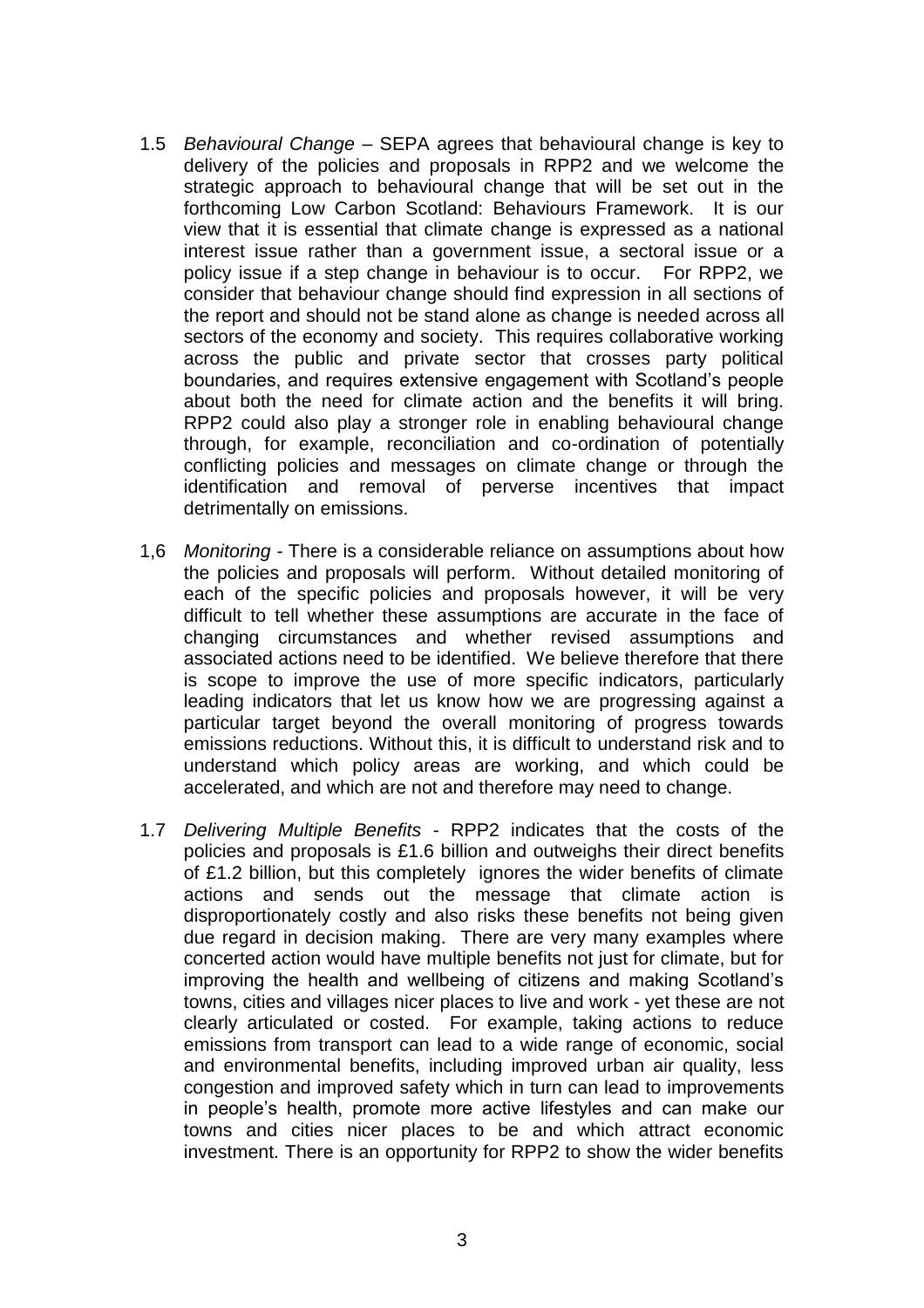1.5 *Behavioural Change* – SEPA agrees that behavioural change is key to delivery of the policies and proposals in RPP2 and we welcome the strategic approach to behavioural change that will be set out in the forthcoming Low Carbon Scotland: Behaviours Framework. It is our view that it is essential that climate change is expressed as a national interest issue rather than a government issue, a sectoral issue or a policy issue if a step change in behaviour is to occur. For RPP2, we consider that behaviour change should find expression in all sections of the report and should not be stand alone as change is needed across all sectors of the economy and society. This requires collaborative working across the public and private sector that crosses party political boundaries, and requires extensive engagement with Scotland's people about both the need for climate action and the benefits it will bring. RPP2 could also play a stronger role in enabling behavioural change through, for example, reconciliation and co-ordination of potentially conflicting policies and messages on climate change or through the identification and removal of perverse incentives that impact detrimentally on emissions.

1,6 *Monitoring* - There is a considerable reliance on assumptions about how the policies and proposals will perform. Without detailed monitoring of each of the specific policies and proposals however, it will be very difficult to tell whether these assumptions are accurate in the face of changing circumstances and whether revised assumptions and associated actions need to be identified. We believe therefore that there is scope to improve the use of more specific indicators, particularly leading indicators that let us know how we are progressing against a particular target beyond the overall monitoring of progress towards emissions reductions. Without this, it is difficult to understand risk and to understand which policy areas are working, and which could be accelerated, and which are not and therefore may need to change.

1.7 *Delivering Multiple Benefits* - RPP2 indicates that the costs of the policies and proposals is £1.6 billion and outweighs their direct benefits of £1.2 billion, but this completely ignores the wider benefits of climate actions and sends out the message that climate action is disproportionately costly and also risks these benefits not being given due regard in decision making. There are very many examples where concerted action would have multiple benefits not just for climate, but for improving the health and wellbeing of citizens and making Scotland's towns, cities and villages nicer places to live and work - yet these are not clearly articulated or costed. For example, taking actions to reduce emissions from transport can lead to a wide range of economic, social and environmental benefits, including improved urban air quality, less congestion and improved safety which in turn can lead to improvements in people's health, promote more active lifestyles and can make our towns and cities nicer places to be and which attract economic investment. There is an opportunity for RPP2 to show the wider benefits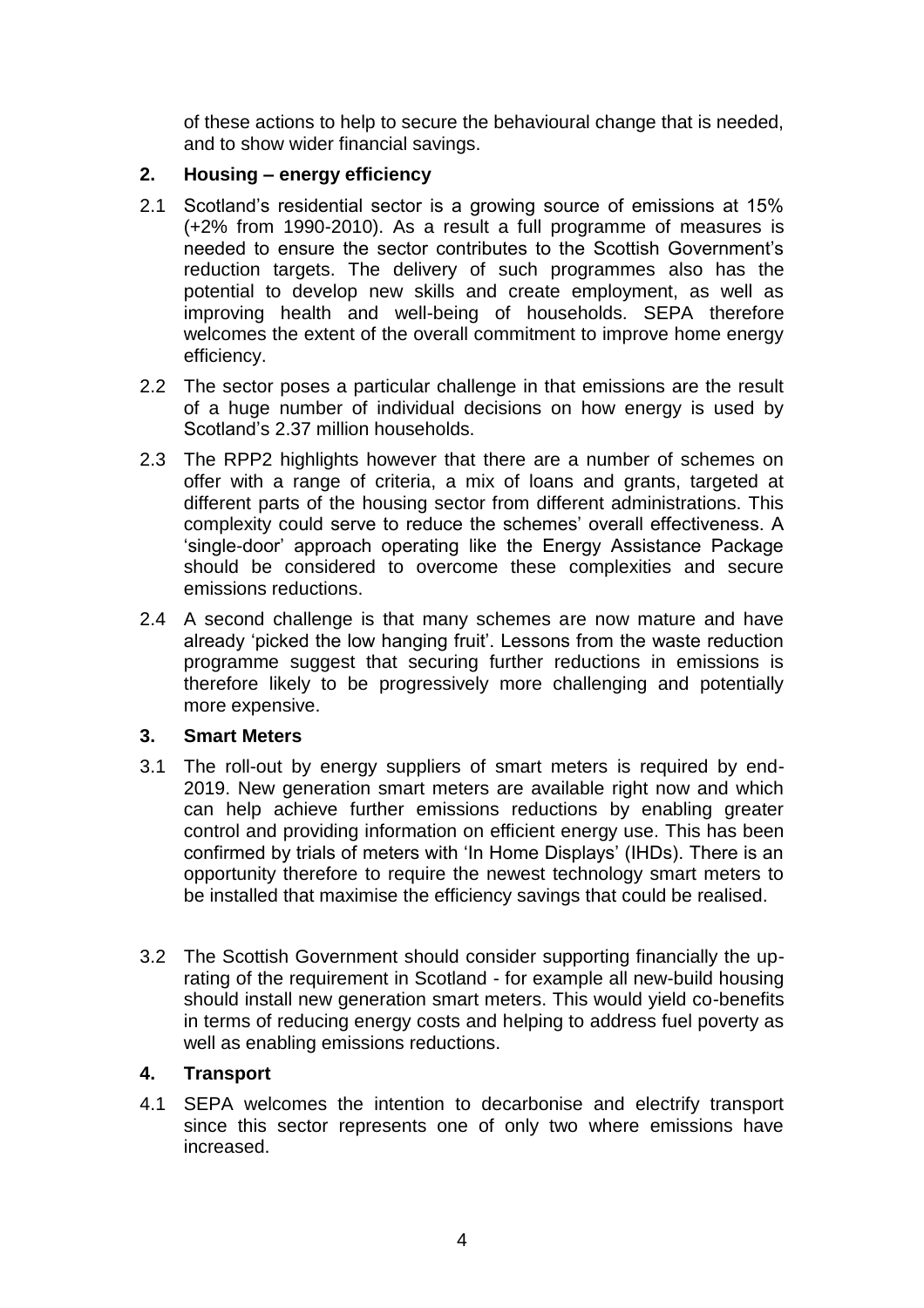of these actions to help to secure the behavioural change that is needed, and to show wider financial savings.

## 2. Housing – energy efficiency

2.1 Scotland's residential sector is a growing source of emissions at 15% (+2% from 1990-2010). As a result a full programme of measures is needed to ensure the sector contributes to the Scottish Government's reduction targets. The delivery of such programmes also has the potential to develop new skills and create employment, as well as improving health and well-being of households. SEPA therefore welcomes the extent of the overall commitment to improve home energy efficiency.

2.2 The sector poses a particular challenge in that emissions are the result of a huge number of individual decisions on how energy is used by Scotland's 2.37 million households.

2.3 The RPP2 highlights however that there are a number of schemes on offer with a range of criteria, a mix of loans and grants, targeted at different parts of the housing sector from different administrations. This complexity could serve to reduce the schemes' overall effectiveness. A 'single-door' approach operating like the Energy Assistance Package should be considered to overcome these complexities and secure emissions reductions.

2.4 A second challenge is that many schemes are now mature and have already 'picked the low hanging fruit'. Lessons from the waste reduction programme suggest that securing further reductions in emissions is therefore likely to be progressively more challenging and potentially more expensive.

## 3. Smart Meters

3.1 The roll-out by energy suppliers of smart meters is required by end-2019. New generation smart meters are available right now and which can help achieve further emissions reductions by enabling greater control and providing information on efficient energy use. This has been confirmed by trials of meters with 'In Home Displays' (IHDs). There is an opportunity therefore to require the newest technology smart meters to be installed that maximise the efficiency savings that could be realised.

3.2 The Scottish Government should consider supporting financially the up-rating of the requirement in Scotland - for example all new-build housing should install new generation smart meters. This would yield co-benefits in terms of reducing energy costs and helping to address fuel poverty as well as enabling emissions reductions.

## 4. Transport

4.1 SEPA welcomes the intention to decarbonise and electrify transport since this sector represents one of only two where emissions have increased.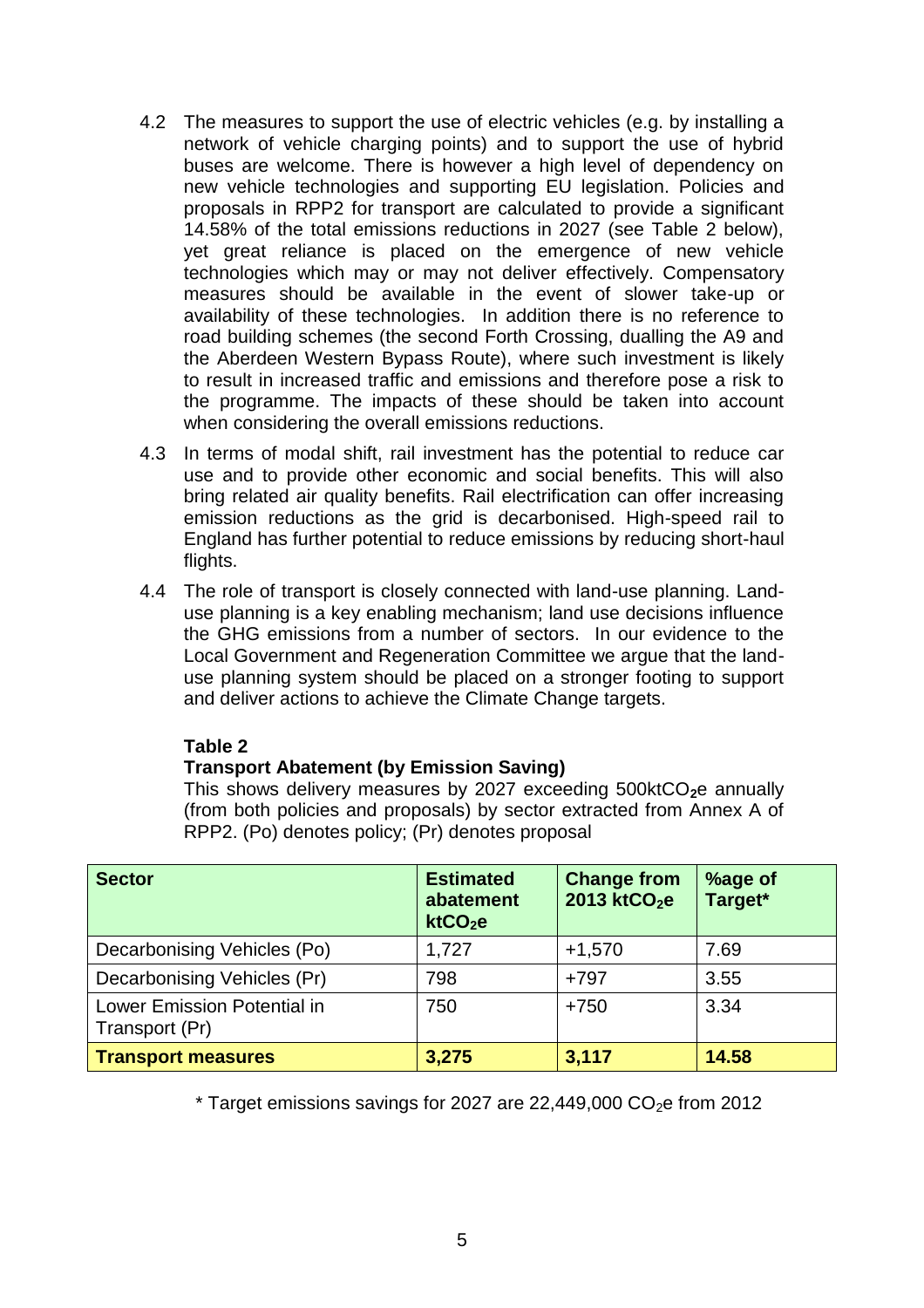4.2 The measures to support the use of electric vehicles (e.g. by installing a network of vehicle charging points) and to support the use of hybrid buses are welcome. There is however a high level of dependency on new vehicle technologies and supporting EU legislation. Policies and proposals in RPP2 for transport are calculated to provide a significant 14.58% of the total emissions reductions in 2027 (see Table 2 below), yet great reliance is placed on the emergence of new vehicle technologies which may or may not deliver effectively. Compensatory measures should be available in the event of slower take-up or availability of these technologies. In addition there is no reference to road building schemes (the second Forth Crossing, dualling the A9 and the Aberdeen Western Bypass Route), where such investment is likely to result in increased traffic and emissions and therefore pose a risk to the programme. The impacts of these should be taken into account when considering the overall emissions reductions.

4.3 In terms of modal shift, rail investment has the potential to reduce car use and to provide other economic and social benefits. This will also bring related air quality benefits. Rail electrification can offer increasing emission reductions as the grid is decarbonised. High-speed rail to England has further potential to reduce emissions by reducing short-haul flights.

4.4 The role of transport is closely connected with land-use planning. Land-use planning is a key enabling mechanism; land use decisions influence the GHG emissions from a number of sectors. In our evidence to the Local Government and Regeneration Committee we argue that the land-use planning system should be placed on a stronger footing to support and deliver actions to achieve the Climate Change targets.

**Table 2**

**Transport Abatement (by Emission Saving)**

This shows delivery measures by 2027 exceeding 500kt$CO_2$e annually (from both policies and proposals) by sector extracted from Annex A of RPP2. (Po) denotes policy; (Pr) denotes proposal

| Sector | Estimated abatement kt$CO_2$e | Change from 2013 kt$CO_2$e | %age of Target* |
|---|---|---|---|
| Decarbonising Vehicles (Po) | 1,727 | +1,570 | 7.69 |
| Decarbonising Vehicles (Pr) | 798 | +797 | 3.55 |
| Lower Emission Potential in Transport (Pr) | 750 | +750 | 3.34 |
| **Transport measures** | **3,275** | **3,117** | **14.58** |

* Target emissions savings for 2027 are 22,449,000 $CO_2$e from 2012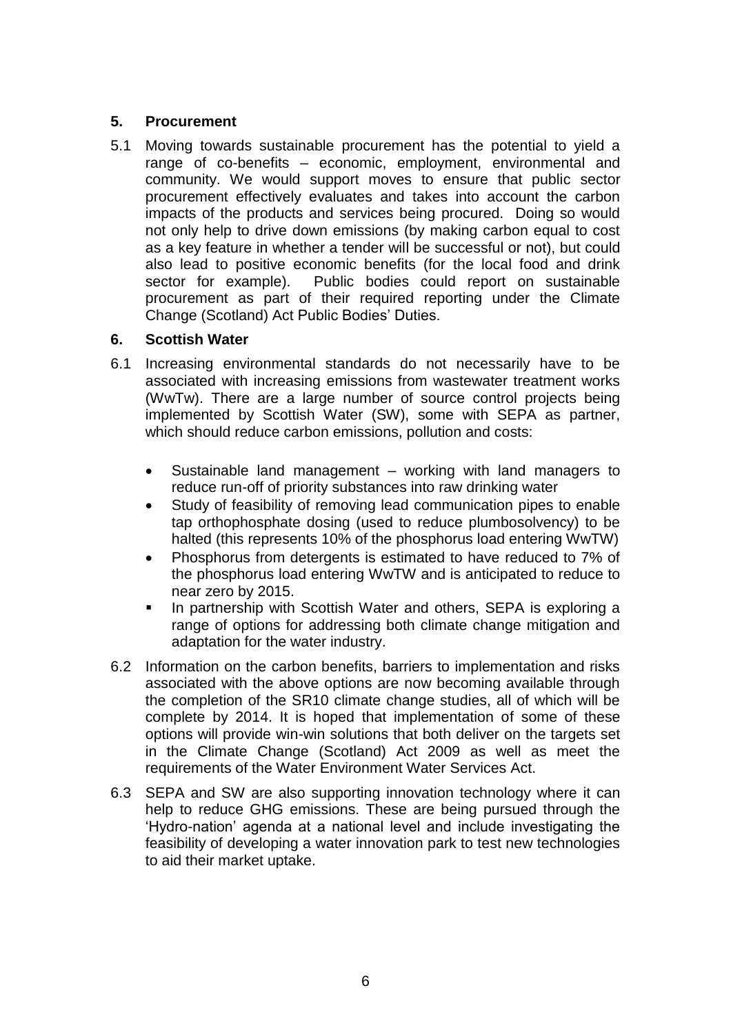## 5. Procurement

5.1 Moving towards sustainable procurement has the potential to yield a range of co-benefits – economic, employment, environmental and community. We would support moves to ensure that public sector procurement effectively evaluates and takes into account the carbon impacts of the products and services being procured. Doing so would not only help to drive down emissions (by making carbon equal to cost as a key feature in whether a tender will be successful or not), but could also lead to positive economic benefits (for the local food and drink sector for example). Public bodies could report on sustainable procurement as part of their required reporting under the Climate Change (Scotland) Act Public Bodies' Duties.

## 6. Scottish Water

6.1 Increasing environmental standards do not necessarily have to be associated with increasing emissions from wastewater treatment works (WwTw). There are a large number of source control projects being implemented by Scottish Water (SW), some with SEPA as partner, which should reduce carbon emissions, pollution and costs:

- Sustainable land management – working with land managers to reduce run-off of priority substances into raw drinking water
- Study of feasibility of removing lead communication pipes to enable tap orthophosphate dosing (used to reduce plumbosolvency) to be halted (this represents 10% of the phosphorus load entering WwTW)
- Phosphorus from detergents is estimated to have reduced to 7% of the phosphorus load entering WwTW and is anticipated to reduce to near zero by 2015.
- In partnership with Scottish Water and others, SEPA is exploring a range of options for addressing both climate change mitigation and adaptation for the water industry.

6.2 Information on the carbon benefits, barriers to implementation and risks associated with the above options are now becoming available through the completion of the SR10 climate change studies, all of which will be complete by 2014. It is hoped that implementation of some of these options will provide win-win solutions that both deliver on the targets set in the Climate Change (Scotland) Act 2009 as well as meet the requirements of the Water Environment Water Services Act.

6.3 SEPA and SW are also supporting innovation technology where it can help to reduce GHG emissions. These are being pursued through the 'Hydro-nation' agenda at a national level and include investigating the feasibility of developing a water innovation park to test new technologies to aid their market uptake.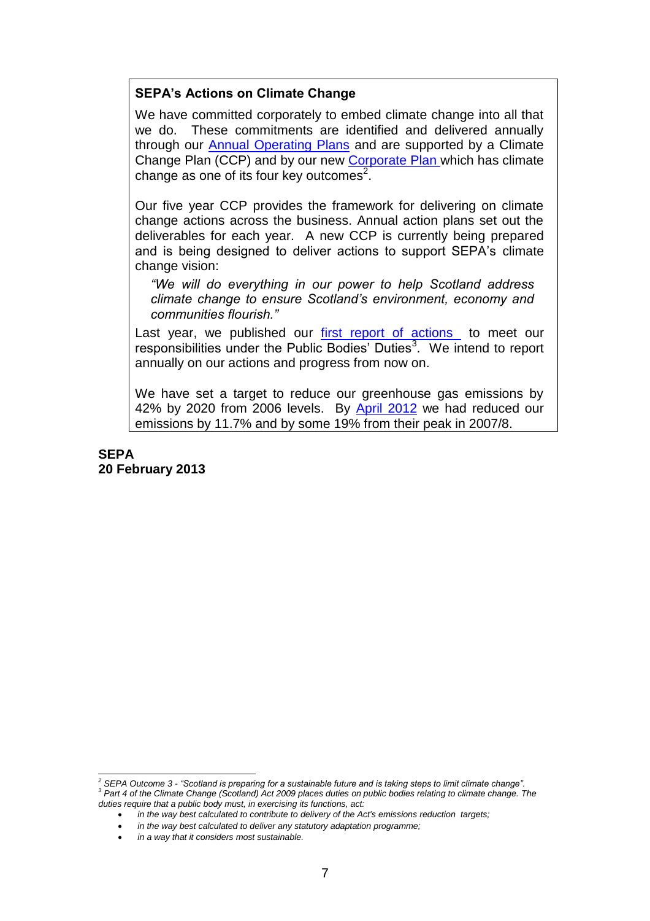**SEPA's Actions on Climate Change**

We have committed corporately to embed climate change into all that we do. These commitments are identified and delivered annually through our Annual Operating Plans and are supported by a Climate Change Plan (CCP) and by our new Corporate Plan which has climate change as one of its four key outcomes[2].

Our five year CCP provides the framework for delivering on climate change actions across the business. Annual action plans set out the deliverables for each year. A new CCP is currently being prepared and is being designed to deliver actions to support SEPA's climate change vision:

> *"We will do everything in our power to help Scotland address climate change to ensure Scotland's environment, economy and communities flourish."*

Last year, we published our first report of actions to meet our responsibilities under the Public Bodies' Duties[3]. We intend to report annually on our actions and progress from now on.

We have set a target to reduce our greenhouse gas emissions by 42% by 2020 from 2006 levels. By April 2012 we had reduced our emissions by 11.7% and by some 19% from their peak in 2007/8.

**SEPA**
**20 February 2013**

---

*[2] SEPA Outcome 3 - "Scotland is preparing for a sustainable future and is taking steps to limit climate change".*
*[3] Part 4 of the Climate Change (Scotland) Act 2009 places duties on public bodies relating to climate change. The duties require that a public body must, in exercising its functions, act:*

- *in the way best calculated to contribute to delivery of the Act's emissions reduction targets;*
- *in the way best calculated to deliver any statutory adaptation programme;*
- *in a way that it considers most sustainable.*